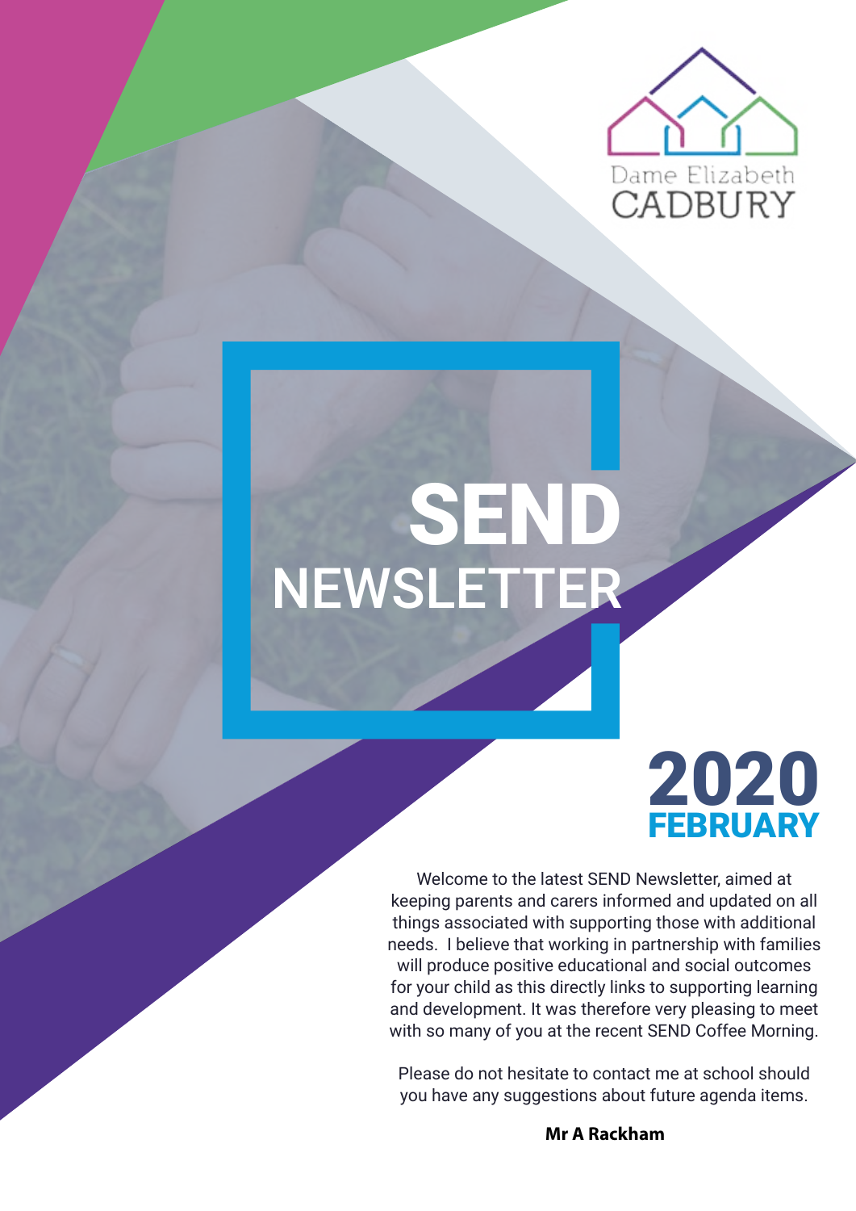Dame Elizabeth CADBURY

# SEND NEWSLETTER

## 2020 FEBRUARY

Welcome to the latest SEND Newsletter, aimed at keeping parents and carers informed and updated on all things associated with supporting those with additional needs. I believe that working in partnership with families will produce positive educational and social outcomes for your child as this directly links to supporting learning and development. It was therefore very pleasing to meet with so many of you at the recent SEND Coffee Morning.

Please do not hesitate to contact me at school should you have any suggestions about future agenda items.

**Mr A Rackham**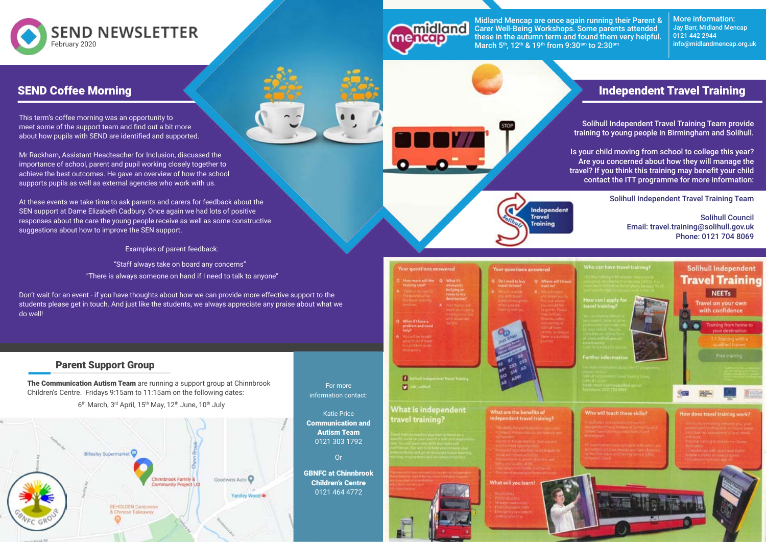# SEND NEWSLETTER

February 2020

## SEND Coffee Morning

This term's coffee morning was an opportunity to meet some of the support team and find out a bit more about how pupils with SEND are identified and supported.

Mr Rackham, Assistant Headteacher for Inclusion, discussed the importance of school, parent and pupil working closely together to achieve the best outcomes. He gave an overview of how the school supports pupils as well as external agencies who work with us.

At these events we take time to ask parents and carers for feedback about the SEN support at Dame Elizabeth Cadbury. Once again we had lots of positive responses about the care the young people receive as well as some constructive suggestions about how to improve the SEN support.

Examples of parent feedback:

"Staff always take on board any concerns"

"There is always someone on hand if I need to talk to anyone"

Don't wait for an event - if you have thoughts about how we can provide more effective support to the students please get in touch. And just like the students, we always appreciate any praise about what we do well!

## Parent Support Group

**The Communication Autism Team** are running a support group at Chinnbrook Children's Centre. Fridays 9:15am to 11:15am on the following dates:

6th March, 3rd April, 15th May, 12th June, 10th July

For more information contact:

Katie Price
**Communication and Autism Team**
0121 303 1792

Or

**GBNFC at Chinnbrook Children's Centre**
0121 464 4772

Midland Mencap are once again running their Parent & Carer Well-Being Workshops. Some parents attended these in the autumn term and found them very helpful. March 5th, 12th & 19th from 9:30am to 2:30pm

More information:
Jay Barr, Midland Mencap
0121 442 2944
info@midlandmencap.org.uk

## Independent Travel Training

Solihull Independent Travel Training Team provide training to young people in Birmingham and Solihull.

Is your child moving from school to college this year? Are you concerned about how they will manage the travel? If you think this training may benefit your child contact the ITT programme for more information:

Solihull Independent Travel Training Team

Solihull Council
Email: travel.training@solihull.gov.uk
Phone: 0121 704 8069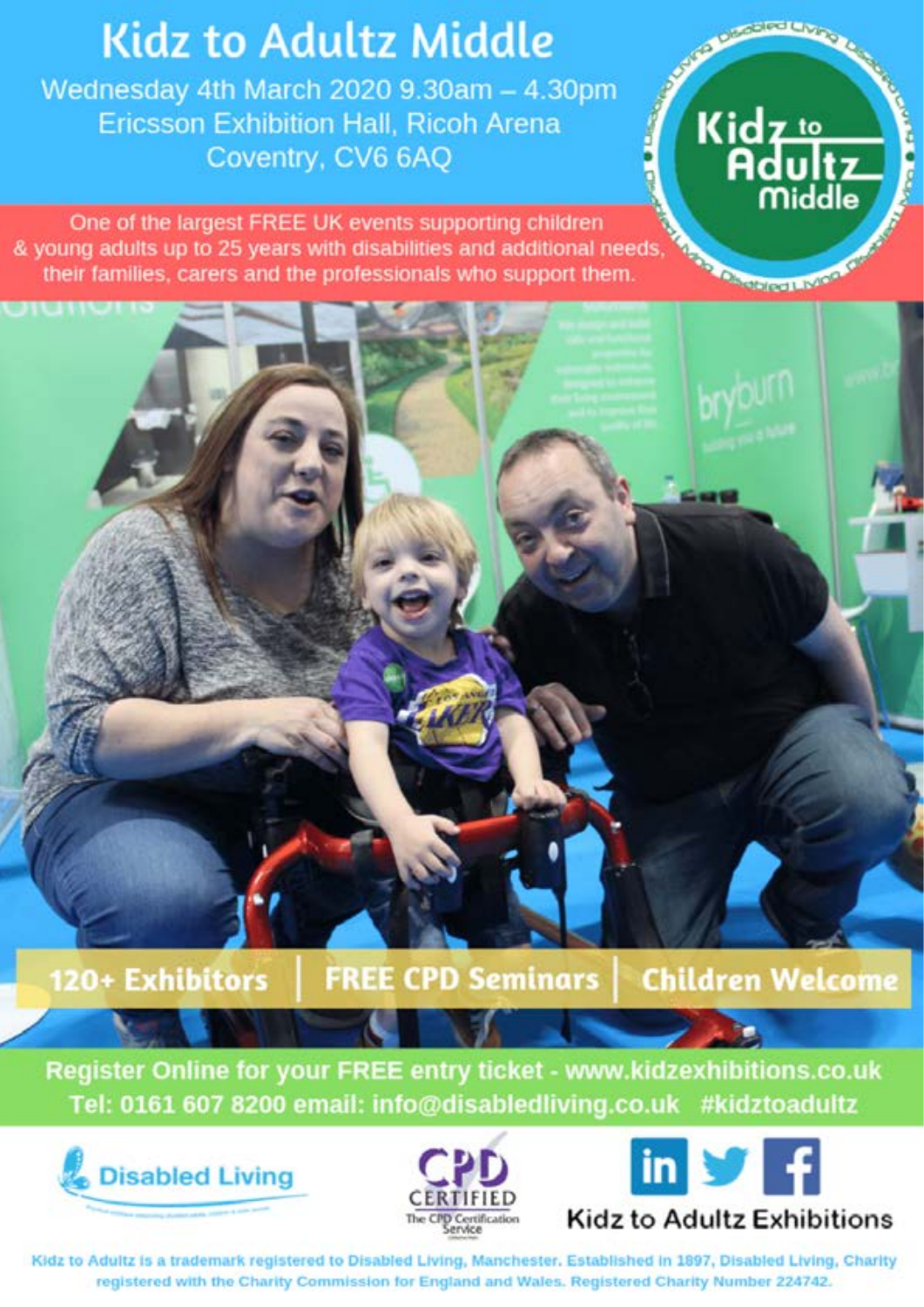# Kidz to Adultz Middle

Wednesday 4th March 2020 9.30am – 4.30pm
Ericsson Exhibition Hall, Ricoh Arena
Coventry, CV6 6AQ

One of the largest FREE UK events supporting children & young adults up to 25 years with disabilities and additional needs, their families, carers and the professionals who support them.

**120+ Exhibitors** | **FREE CPD Seminars** | **Children Welcome**

**Register Online for your FREE entry ticket - www.kidzexhibitions.co.uk**
**Tel: 0161 607 8200 email: info@disabledliving.co.uk #kidztoadultz**

Disabled Living

CPD CERTIFIED The CPD Certification Service

Kidz to Adultz Exhibitions

Kidz to Adultz is a trademark registered to Disabled Living, Manchester. Established in 1897, Disabled Living, Charity registered with the Charity Commission for England and Wales. Registered Charity Number 224742.